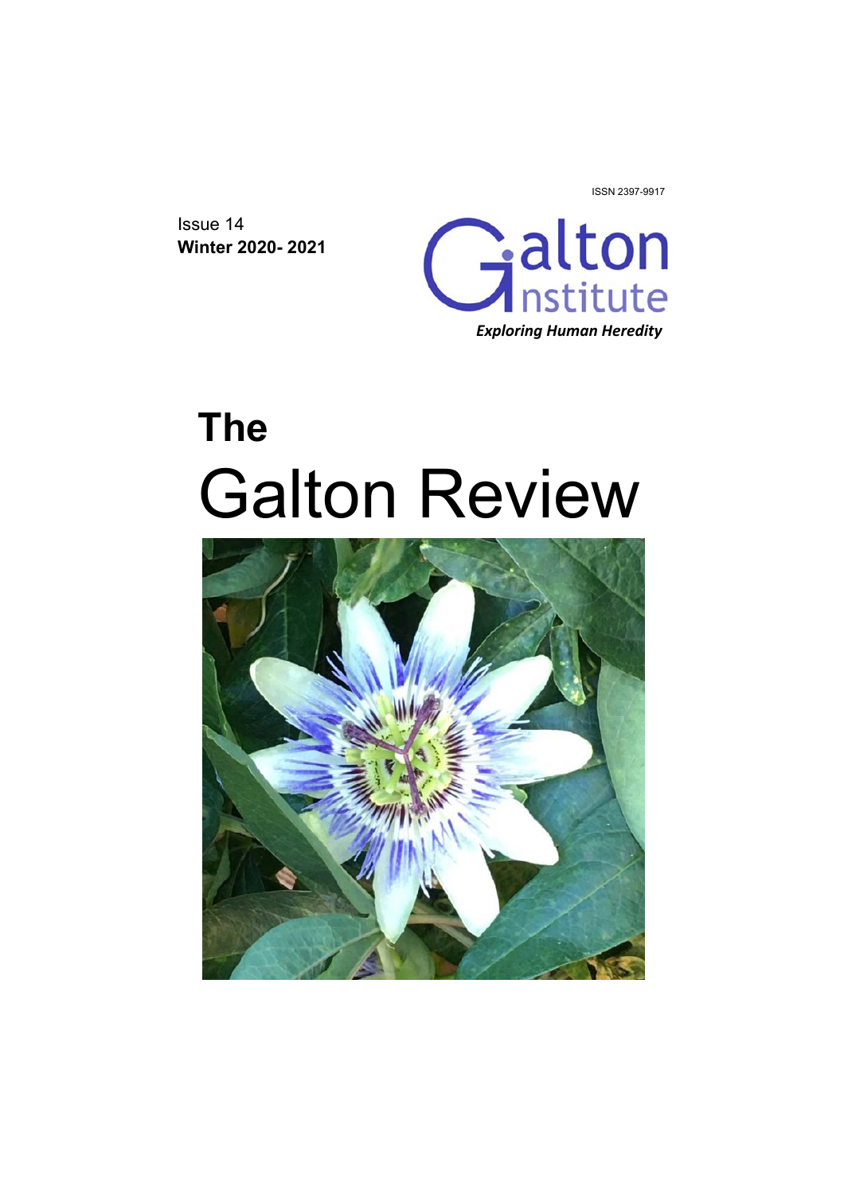ISSN 2397-9917

Issue 14
**Winter 2020- 2021**

Galton Institute
*Exploring Human Heredity*

# The Galton Review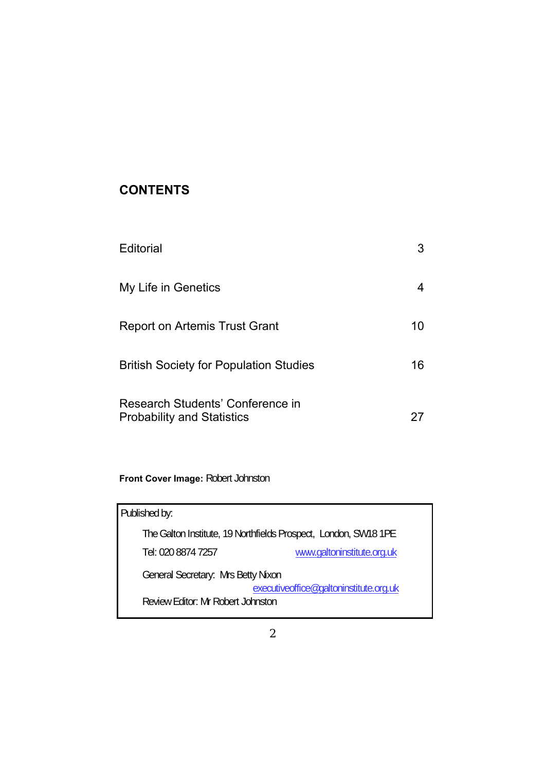## CONTENTS

| | |
|---|---|
| Editorial | 3 |
| My Life in Genetics | 4 |
| Report on Artemis Trust Grant | 10 |
| British Society for Population Studies | 16 |
| Research Students' Conference in Probability and Statistics | 27 |

**Front Cover Image:** Robert Johnston

Published by:

The Galton Institute, 19 Northfields Prospect, London, SW18 1PE

Tel: 020 8874 7257 www.galtoninstitute.org.uk

General Secretary: Mrs Betty Nixon executiveoffice@galtoninstitute.org.uk

Review Editor: Mr Robert Johnston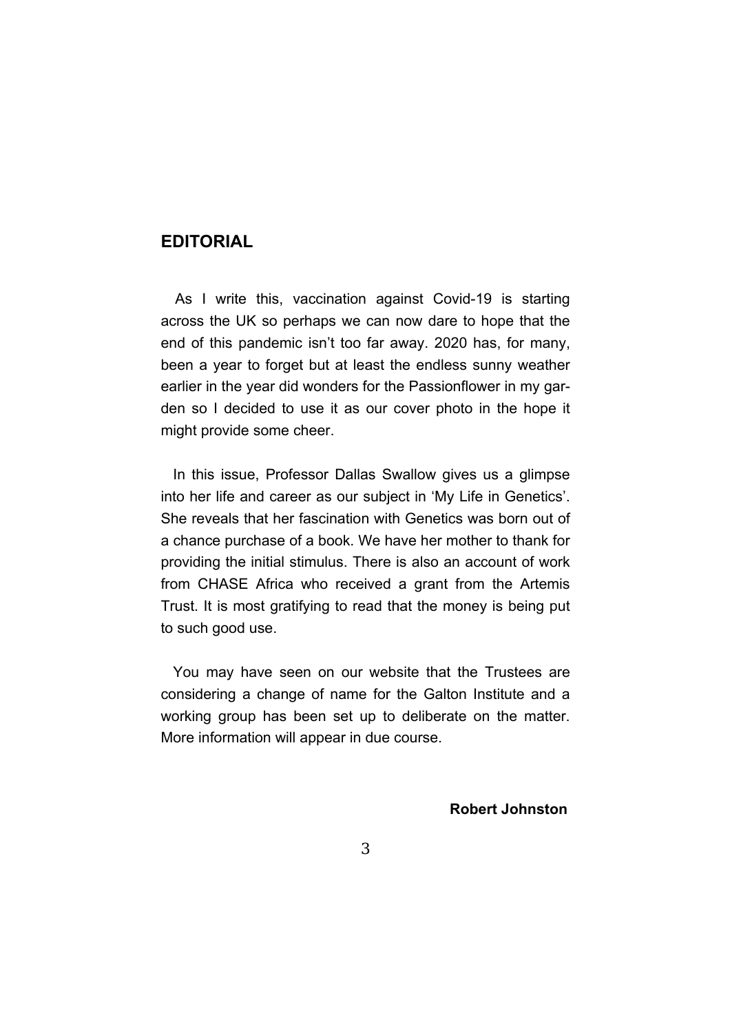## EDITORIAL

As I write this, vaccination against Covid-19 is starting across the UK so perhaps we can now dare to hope that the end of this pandemic isn't too far away. 2020 has, for many, been a year to forget but at least the endless sunny weather earlier in the year did wonders for the Passionflower in my garden so I decided to use it as our cover photo in the hope it might provide some cheer.

In this issue, Professor Dallas Swallow gives us a glimpse into her life and career as our subject in 'My Life in Genetics'. She reveals that her fascination with Genetics was born out of a chance purchase of a book. We have her mother to thank for providing the initial stimulus. There is also an account of work from CHASE Africa who received a grant from the Artemis Trust. It is most gratifying to read that the money is being put to such good use.

You may have seen on our website that the Trustees are considering a change of name for the Galton Institute and a working group has been set up to deliberate on the matter. More information will appear in due course.

**Robert Johnston**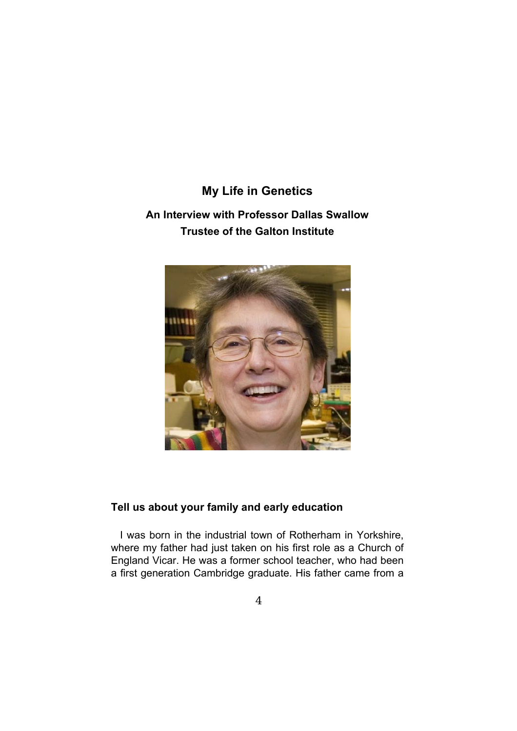## My Life in Genetics

### An Interview with Professor Dallas Swallow
### Trustee of the Galton Institute

#### Tell us about your family and early education

I was born in the industrial town of Rotherham in Yorkshire, where my father had just taken on his first role as a Church of England Vicar. He was a former school teacher, who had been a first generation Cambridge graduate. His father came from a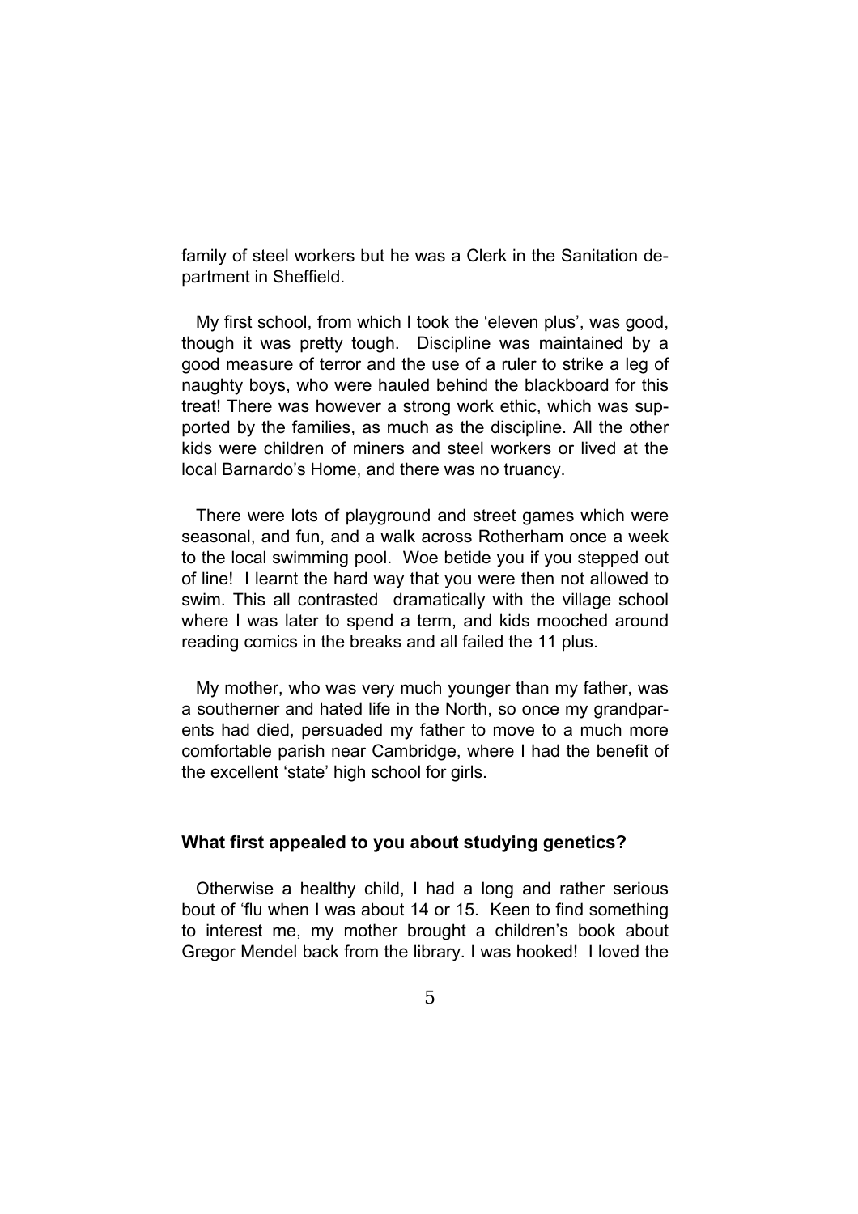family of steel workers but he was a Clerk in the Sanitation department in Sheffield.

My first school, from which I took the 'eleven plus', was good, though it was pretty tough. Discipline was maintained by a good measure of terror and the use of a ruler to strike a leg of naughty boys, who were hauled behind the blackboard for this treat! There was however a strong work ethic, which was supported by the families, as much as the discipline. All the other kids were children of miners and steel workers or lived at the local Barnardo's Home, and there was no truancy.

There were lots of playground and street games which were seasonal, and fun, and a walk across Rotherham once a week to the local swimming pool. Woe betide you if you stepped out of line! I learnt the hard way that you were then not allowed to swim. This all contrasted dramatically with the village school where I was later to spend a term, and kids mooched around reading comics in the breaks and all failed the 11 plus.

My mother, who was very much younger than my father, was a southerner and hated life in the North, so once my grandparents had died, persuaded my father to move to a much more comfortable parish near Cambridge, where I had the benefit of the excellent 'state' high school for girls.

**What first appealed to you about studying genetics?**

Otherwise a healthy child, I had a long and rather serious bout of 'flu when I was about 14 or 15. Keen to find something to interest me, my mother brought a children's book about Gregor Mendel back from the library. I was hooked! I loved the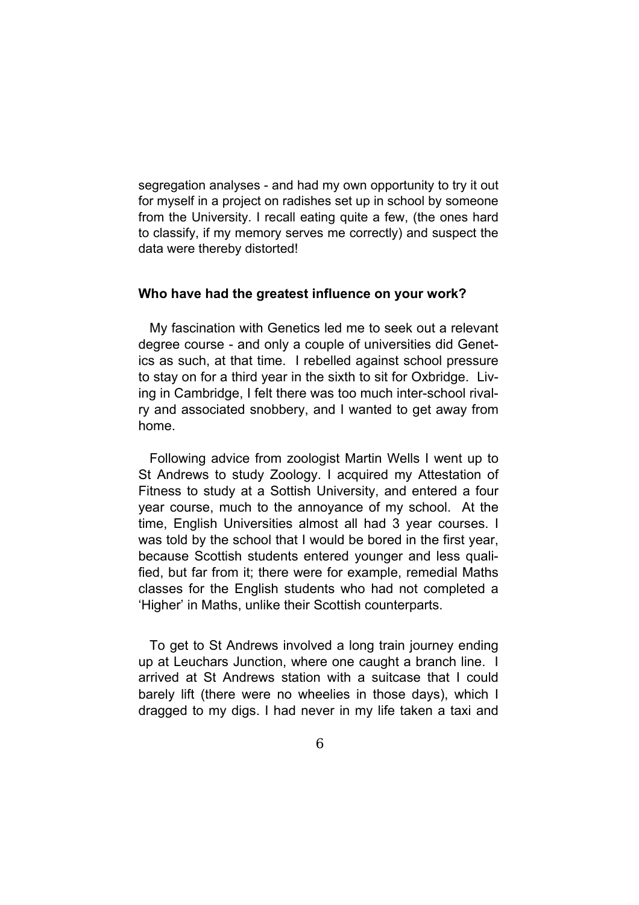segregation analyses - and had my own opportunity to try it out for myself in a project on radishes set up in school by someone from the University. I recall eating quite a few, (the ones hard to classify, if my memory serves me correctly) and suspect the data were thereby distorted!

**Who have had the greatest influence on your work?**

My fascination with Genetics led me to seek out a relevant degree course - and only a couple of universities did Genetics as such, at that time. I rebelled against school pressure to stay on for a third year in the sixth to sit for Oxbridge. Living in Cambridge, I felt there was too much inter-school rivalry and associated snobbery, and I wanted to get away from home.

Following advice from zoologist Martin Wells I went up to St Andrews to study Zoology. I acquired my Attestation of Fitness to study at a Sottish University, and entered a four year course, much to the annoyance of my school. At the time, English Universities almost all had 3 year courses. I was told by the school that I would be bored in the first year, because Scottish students entered younger and less qualified, but far from it; there were for example, remedial Maths classes for the English students who had not completed a 'Higher' in Maths, unlike their Scottish counterparts.

To get to St Andrews involved a long train journey ending up at Leuchars Junction, where one caught a branch line. I arrived at St Andrews station with a suitcase that I could barely lift (there were no wheelies in those days), which I dragged to my digs. I had never in my life taken a taxi and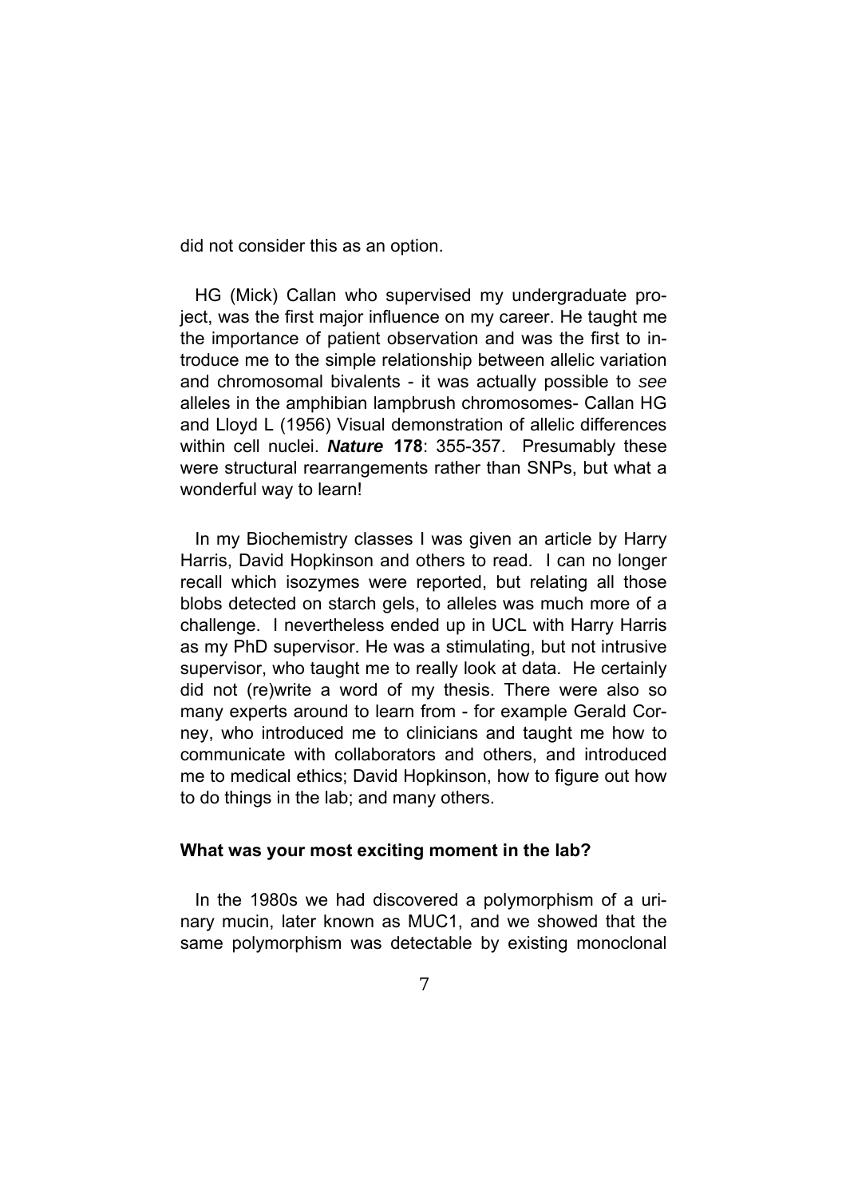did not consider this as an option.

HG (Mick) Callan who supervised my undergraduate project, was the first major influence on my career. He taught me the importance of patient observation and was the first to introduce me to the simple relationship between allelic variation and chromosomal bivalents - it was actually possible to *see* alleles in the amphibian lampbrush chromosomes- Callan HG and Lloyd L (1956) Visual demonstration of allelic differences within cell nuclei. ***Nature*** **178**: 355-357. Presumably these were structural rearrangements rather than SNPs, but what a wonderful way to learn!

In my Biochemistry classes I was given an article by Harry Harris, David Hopkinson and others to read. I can no longer recall which isozymes were reported, but relating all those blobs detected on starch gels, to alleles was much more of a challenge. I nevertheless ended up in UCL with Harry Harris as my PhD supervisor. He was a stimulating, but not intrusive supervisor, who taught me to really look at data. He certainly did not (re)write a word of my thesis. There were also so many experts around to learn from - for example Gerald Corney, who introduced me to clinicians and taught me how to communicate with collaborators and others, and introduced me to medical ethics; David Hopkinson, how to figure out how to do things in the lab; and many others.

**What was your most exciting moment in the lab?**

In the 1980s we had discovered a polymorphism of a urinary mucin, later known as MUC1, and we showed that the same polymorphism was detectable by existing monoclonal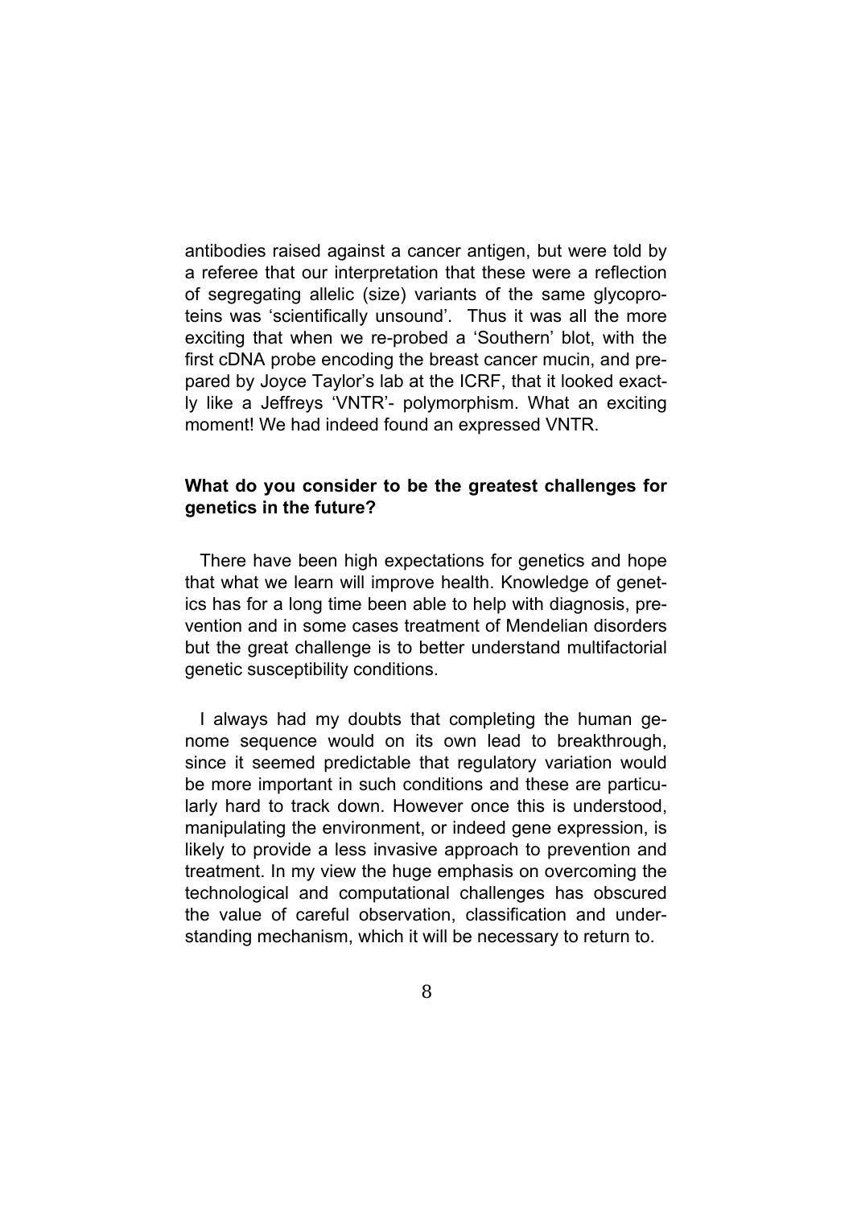antibodies raised against a cancer antigen, but were told by a referee that our interpretation that these were a reflection of segregating allelic (size) variants of the same glycoproteins was 'scientifically unsound'. Thus it was all the more exciting that when we re-probed a 'Southern' blot, with the first cDNA probe encoding the breast cancer mucin, and prepared by Joyce Taylor's lab at the ICRF, that it looked exactly like a Jeffreys 'VNTR'- polymorphism. What an exciting moment! We had indeed found an expressed VNTR.

**What do you consider to be the greatest challenges for genetics in the future?**

There have been high expectations for genetics and hope that what we learn will improve health. Knowledge of genetics has for a long time been able to help with diagnosis, prevention and in some cases treatment of Mendelian disorders but the great challenge is to better understand multifactorial genetic susceptibility conditions.

I always had my doubts that completing the human genome sequence would on its own lead to breakthrough, since it seemed predictable that regulatory variation would be more important in such conditions and these are particularly hard to track down. However once this is understood, manipulating the environment, or indeed gene expression, is likely to provide a less invasive approach to prevention and treatment. In my view the huge emphasis on overcoming the technological and computational challenges has obscured the value of careful observation, classification and understanding mechanism, which it will be necessary to return to.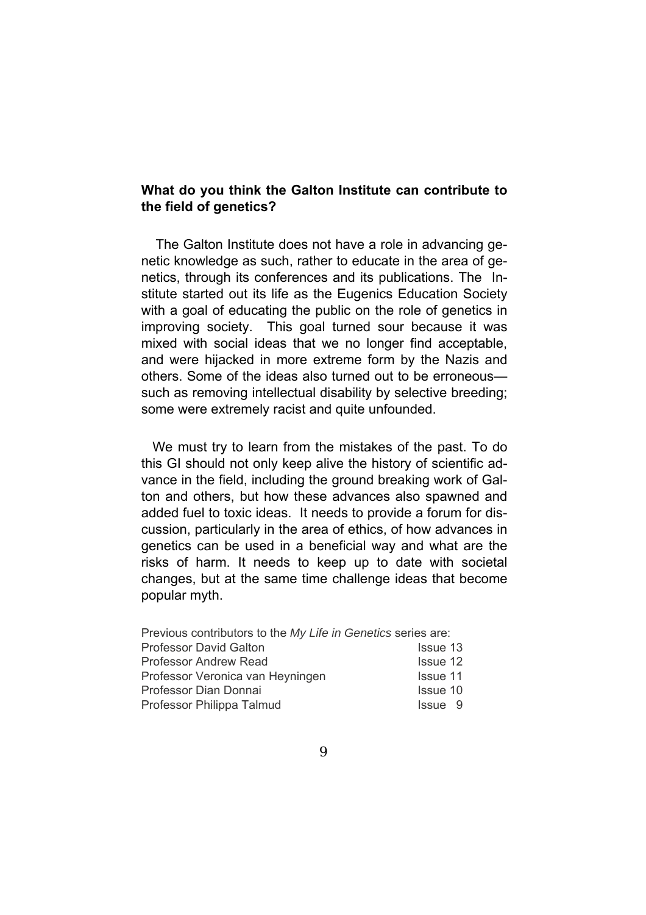**What do you think the Galton Institute can contribute to the field of genetics?**

The Galton Institute does not have a role in advancing genetic knowledge as such, rather to educate in the area of genetics, through its conferences and its publications. The Institute started out its life as the Eugenics Education Society with a goal of educating the public on the role of genetics in improving society. This goal turned sour because it was mixed with social ideas that we no longer find acceptable, and were hijacked in more extreme form by the Nazis and others. Some of the ideas also turned out to be erroneous—such as removing intellectual disability by selective breeding; some were extremely racist and quite unfounded.

We must try to learn from the mistakes of the past. To do this GI should not only keep alive the history of scientific advance in the field, including the ground breaking work of Galton and others, but how these advances also spawned and added fuel to toxic ideas. It needs to provide a forum for discussion, particularly in the area of ethics, of how advances in genetics can be used in a beneficial way and what are the risks of harm. It needs to keep up to date with societal changes, but at the same time challenge ideas that become popular myth.

Previous contributors to the *My Life in Genetics* series are:

| | |
|---|---|
| Professor David Galton | Issue 13 |
| Professor Andrew Read | Issue 12 |
| Professor Veronica van Heyningen | Issue 11 |
| Professor Dian Donnai | Issue 10 |
| Professor Philippa Talmud | Issue 9 |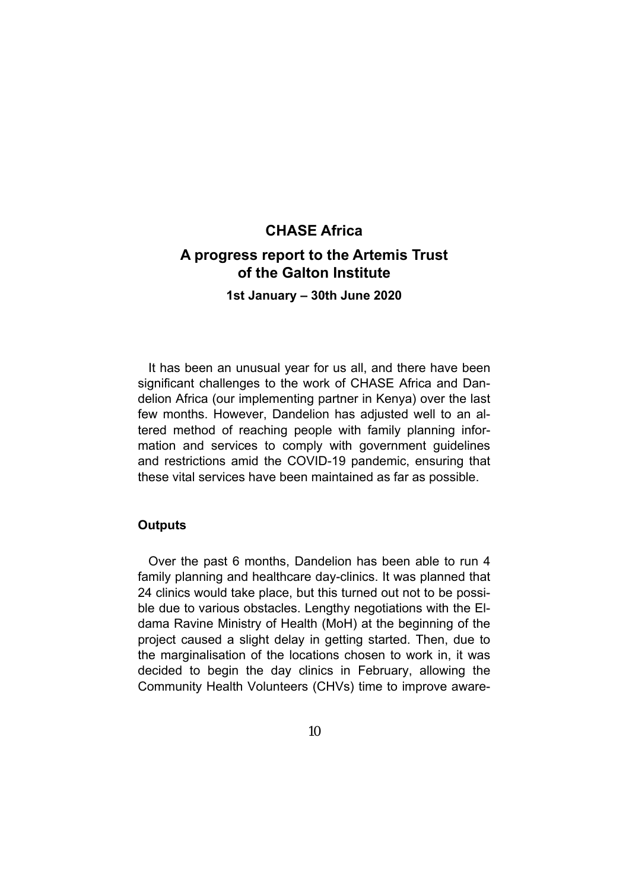# CHASE Africa

## A progress report to the Artemis Trust of the Galton Institute

### 1st January – 30th June 2020

It has been an unusual year for us all, and there have been significant challenges to the work of CHASE Africa and Dandelion Africa (our implementing partner in Kenya) over the last few months. However, Dandelion has adjusted well to an altered method of reaching people with family planning information and services to comply with government guidelines and restrictions amid the COVID-19 pandemic, ensuring that these vital services have been maintained as far as possible.

**Outputs**

Over the past 6 months, Dandelion has been able to run 4 family planning and healthcare day-clinics. It was planned that 24 clinics would take place, but this turned out not to be possible due to various obstacles. Lengthy negotiations with the Eldama Ravine Ministry of Health (MoH) at the beginning of the project caused a slight delay in getting started. Then, due to the marginalisation of the locations chosen to work in, it was decided to begin the day clinics in February, allowing the Community Health Volunteers (CHVs) time to improve aware-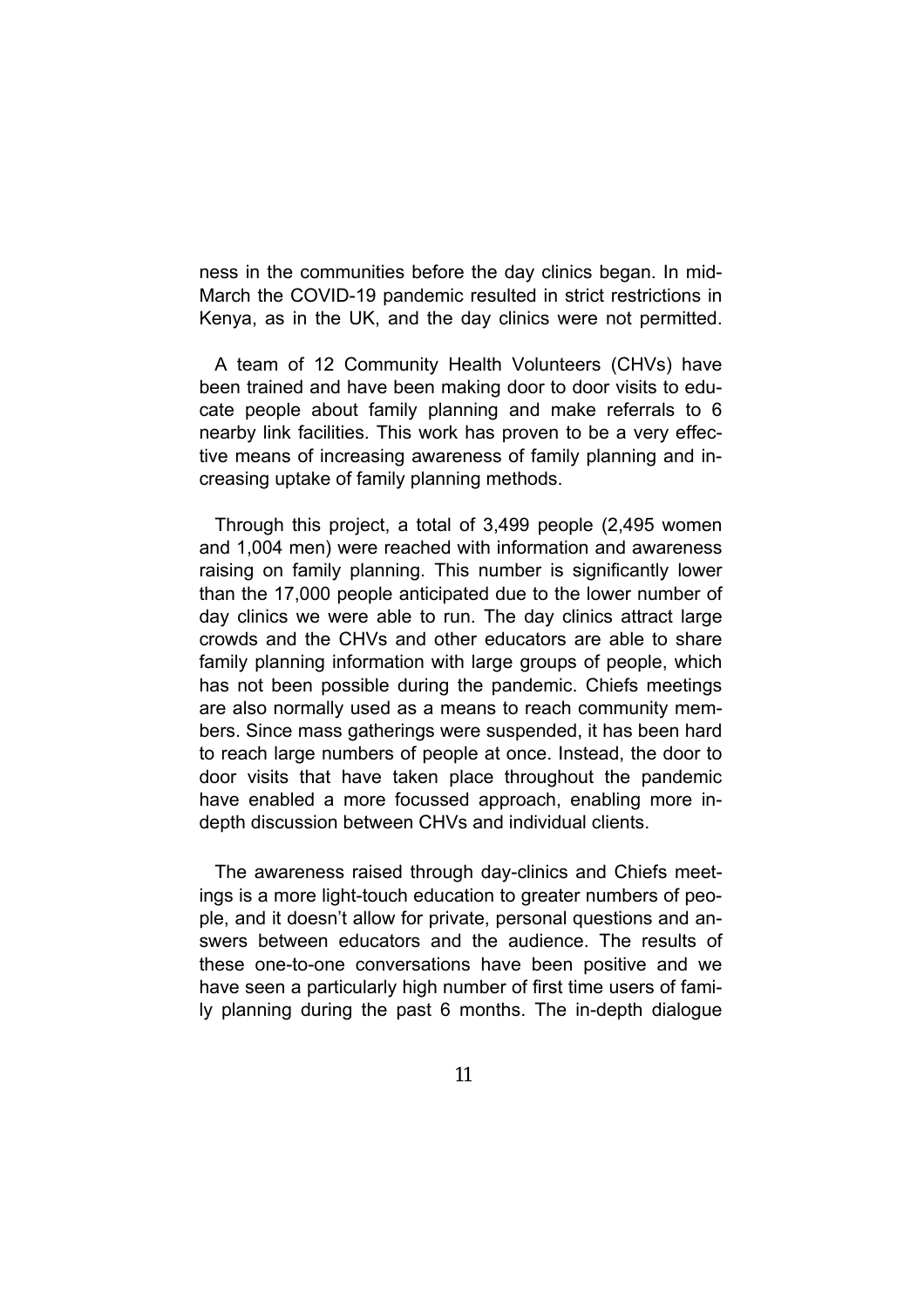ness in the communities before the day clinics began. In mid-March the COVID-19 pandemic resulted in strict restrictions in Kenya, as in the UK, and the day clinics were not permitted.

A team of 12 Community Health Volunteers (CHVs) have been trained and have been making door to door visits to educate people about family planning and make referrals to 6 nearby link facilities. This work has proven to be a very effective means of increasing awareness of family planning and increasing uptake of family planning methods.

Through this project, a total of 3,499 people (2,495 women and 1,004 men) were reached with information and awareness raising on family planning. This number is significantly lower than the 17,000 people anticipated due to the lower number of day clinics we were able to run. The day clinics attract large crowds and the CHVs and other educators are able to share family planning information with large groups of people, which has not been possible during the pandemic. Chiefs meetings are also normally used as a means to reach community members. Since mass gatherings were suspended, it has been hard to reach large numbers of people at once. Instead, the door to door visits that have taken place throughout the pandemic have enabled a more focussed approach, enabling more in-depth discussion between CHVs and individual clients.

The awareness raised through day-clinics and Chiefs meetings is a more light-touch education to greater numbers of people, and it doesn't allow for private, personal questions and answers between educators and the audience. The results of these one-to-one conversations have been positive and we have seen a particularly high number of first time users of family planning during the past 6 months. The in-depth dialogue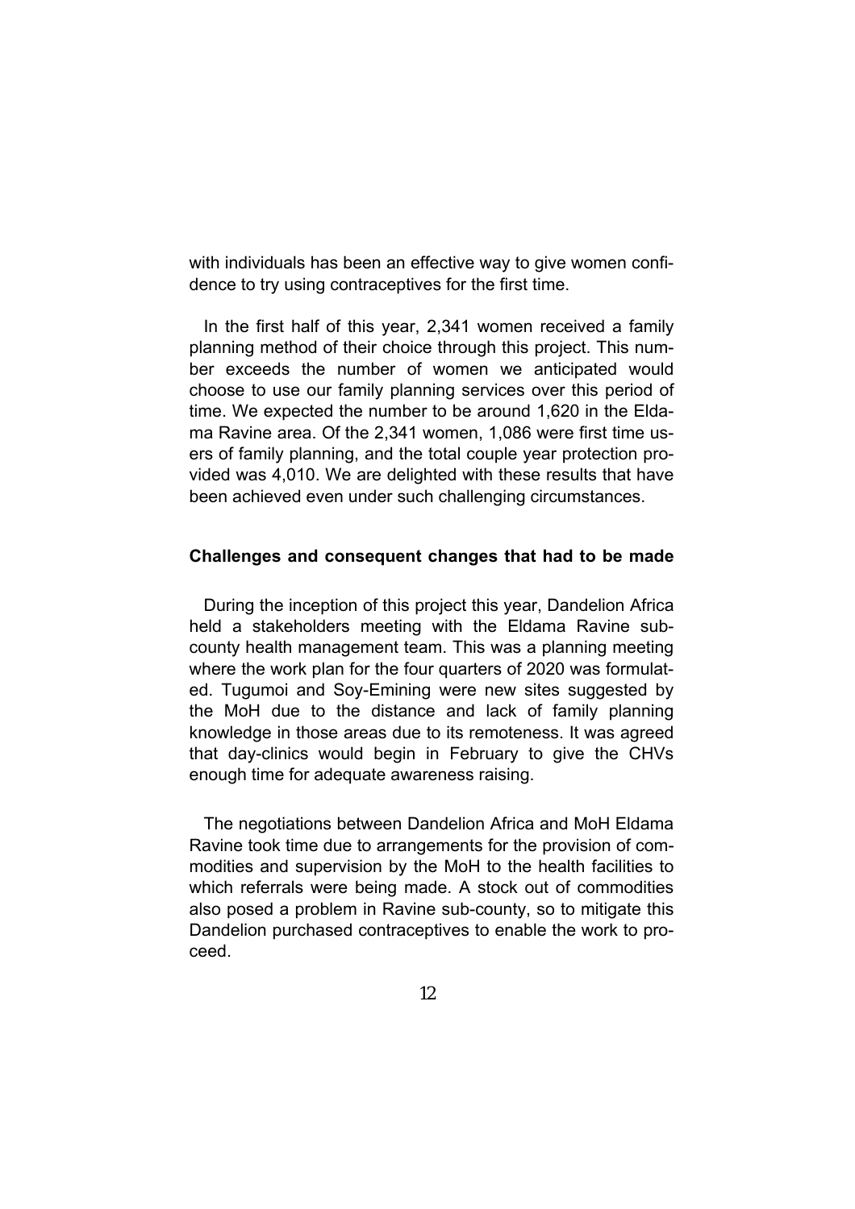with individuals has been an effective way to give women confidence to try using contraceptives for the first time.

In the first half of this year, 2,341 women received a family planning method of their choice through this project. This number exceeds the number of women we anticipated would choose to use our family planning services over this period of time. We expected the number to be around 1,620 in the Eldama Ravine area. Of the 2,341 women, 1,086 were first time users of family planning, and the total couple year protection provided was 4,010. We are delighted with these results that have been achieved even under such challenging circumstances.

**Challenges and consequent changes that had to be made**

During the inception of this project this year, Dandelion Africa held a stakeholders meeting with the Eldama Ravine sub-county health management team. This was a planning meeting where the work plan for the four quarters of 2020 was formulated. Tugumoi and Soy-Emining were new sites suggested by the MoH due to the distance and lack of family planning knowledge in those areas due to its remoteness. It was agreed that day-clinics would begin in February to give the CHVs enough time for adequate awareness raising.

The negotiations between Dandelion Africa and MoH Eldama Ravine took time due to arrangements for the provision of commodities and supervision by the MoH to the health facilities to which referrals were being made. A stock out of commodities also posed a problem in Ravine sub-county, so to mitigate this Dandelion purchased contraceptives to enable the work to proceed.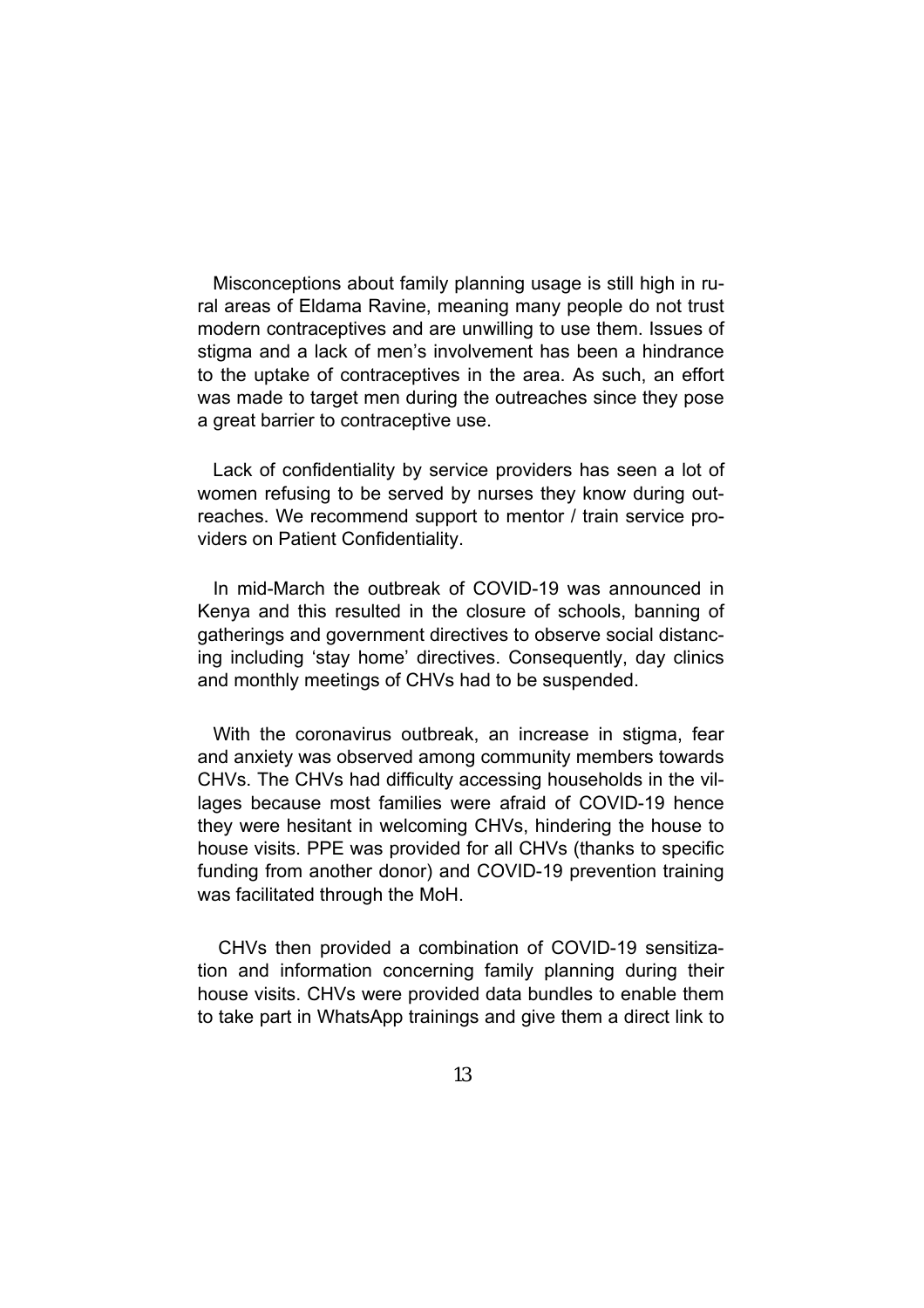Misconceptions about family planning usage is still high in rural areas of Eldama Ravine, meaning many people do not trust modern contraceptives and are unwilling to use them. Issues of stigma and a lack of men's involvement has been a hindrance to the uptake of contraceptives in the area. As such, an effort was made to target men during the outreaches since they pose a great barrier to contraceptive use.

Lack of confidentiality by service providers has seen a lot of women refusing to be served by nurses they know during outreaches. We recommend support to mentor / train service providers on Patient Confidentiality.

In mid-March the outbreak of COVID-19 was announced in Kenya and this resulted in the closure of schools, banning of gatherings and government directives to observe social distancing including 'stay home' directives. Consequently, day clinics and monthly meetings of CHVs had to be suspended.

With the coronavirus outbreak, an increase in stigma, fear and anxiety was observed among community members towards CHVs. The CHVs had difficulty accessing households in the villages because most families were afraid of COVID-19 hence they were hesitant in welcoming CHVs, hindering the house to house visits. PPE was provided for all CHVs (thanks to specific funding from another donor) and COVID-19 prevention training was facilitated through the MoH.

CHVs then provided a combination of COVID-19 sensitization and information concerning family planning during their house visits. CHVs were provided data bundles to enable them to take part in WhatsApp trainings and give them a direct link to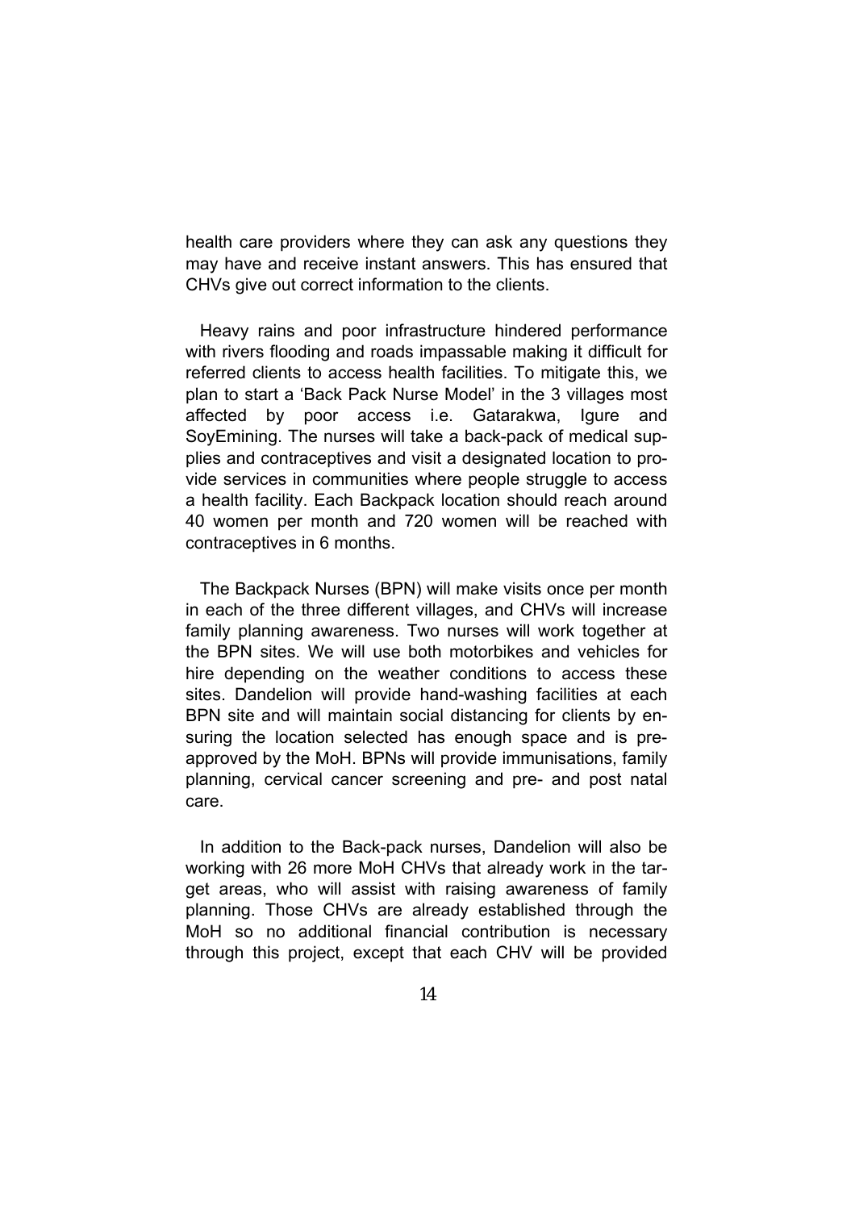health care providers where they can ask any questions they may have and receive instant answers. This has ensured that CHVs give out correct information to the clients.

Heavy rains and poor infrastructure hindered performance with rivers flooding and roads impassable making it difficult for referred clients to access health facilities. To mitigate this, we plan to start a 'Back Pack Nurse Model' in the 3 villages most affected by poor access i.e. Gatarakwa, Igure and SoyEmining. The nurses will take a back-pack of medical supplies and contraceptives and visit a designated location to provide services in communities where people struggle to access a health facility. Each Backpack location should reach around 40 women per month and 720 women will be reached with contraceptives in 6 months.

The Backpack Nurses (BPN) will make visits once per month in each of the three different villages, and CHVs will increase family planning awareness. Two nurses will work together at the BPN sites. We will use both motorbikes and vehicles for hire depending on the weather conditions to access these sites. Dandelion will provide hand-washing facilities at each BPN site and will maintain social distancing for clients by ensuring the location selected has enough space and is pre-approved by the MoH. BPNs will provide immunisations, family planning, cervical cancer screening and pre- and post natal care.

In addition to the Back-pack nurses, Dandelion will also be working with 26 more MoH CHVs that already work in the target areas, who will assist with raising awareness of family planning. Those CHVs are already established through the MoH so no additional financial contribution is necessary through this project, except that each CHV will be provided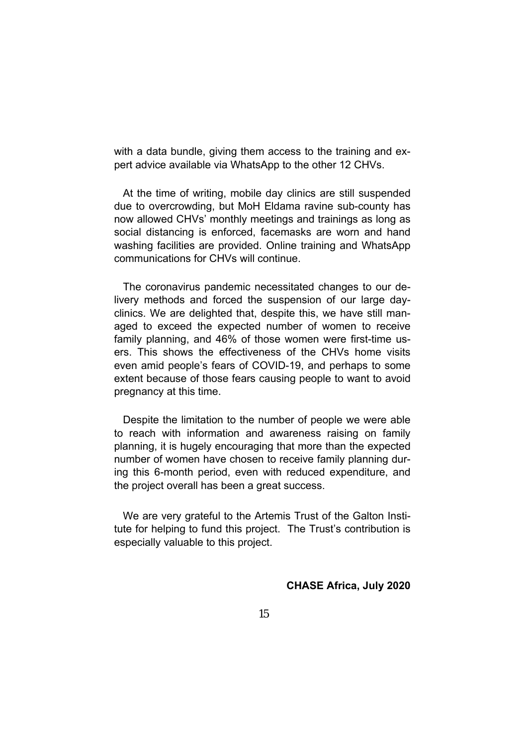with a data bundle, giving them access to the training and expert advice available via WhatsApp to the other 12 CHVs.

At the time of writing, mobile day clinics are still suspended due to overcrowding, but MoH Eldama ravine sub-county has now allowed CHVs' monthly meetings and trainings as long as social distancing is enforced, facemasks are worn and hand washing facilities are provided. Online training and WhatsApp communications for CHVs will continue.

The coronavirus pandemic necessitated changes to our delivery methods and forced the suspension of our large day-clinics. We are delighted that, despite this, we have still managed to exceed the expected number of women to receive family planning, and 46% of those women were first-time users. This shows the effectiveness of the CHVs home visits even amid people's fears of COVID-19, and perhaps to some extent because of those fears causing people to want to avoid pregnancy at this time.

Despite the limitation to the number of people we were able to reach with information and awareness raising on family planning, it is hugely encouraging that more than the expected number of women have chosen to receive family planning during this 6-month period, even with reduced expenditure, and the project overall has been a great success.

We are very grateful to the Artemis Trust of the Galton Institute for helping to fund this project. The Trust's contribution is especially valuable to this project.

**CHASE Africa, July 2020**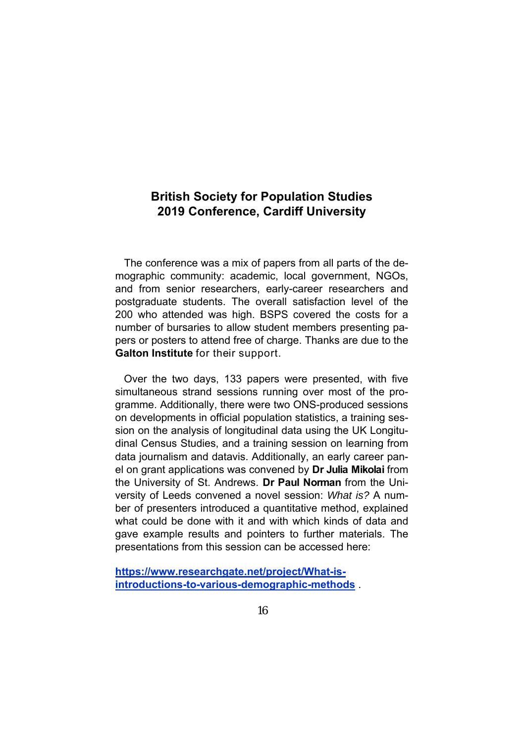## British Society for Population Studies 2019 Conference, Cardiff University

The conference was a mix of papers from all parts of the demographic community: academic, local government, NGOs, and from senior researchers, early-career researchers and postgraduate students. The overall satisfaction level of the 200 who attended was high. BSPS covered the costs for a number of bursaries to allow student members presenting papers or posters to attend free of charge. Thanks are due to the **Galton Institute** for their support.

Over the two days, 133 papers were presented, with five simultaneous strand sessions running over most of the programme. Additionally, there were two ONS-produced sessions on developments in official population statistics, a training session on the analysis of longitudinal data using the UK Longitudinal Census Studies, and a training session on learning from data journalism and datavis. Additionally, an early career panel on grant applications was convened by **Dr Julia Mikolai** from the University of St. Andrews. **Dr Paul Norman** from the University of Leeds convened a novel session: *What is?* A number of presenters introduced a quantitative method, explained what could be done with it and with which kinds of data and gave example results and pointers to further materials. The presentations from this session can be accessed here:

**https://www.researchgate.net/project/What-is-introductions-to-various-demographic-methods** .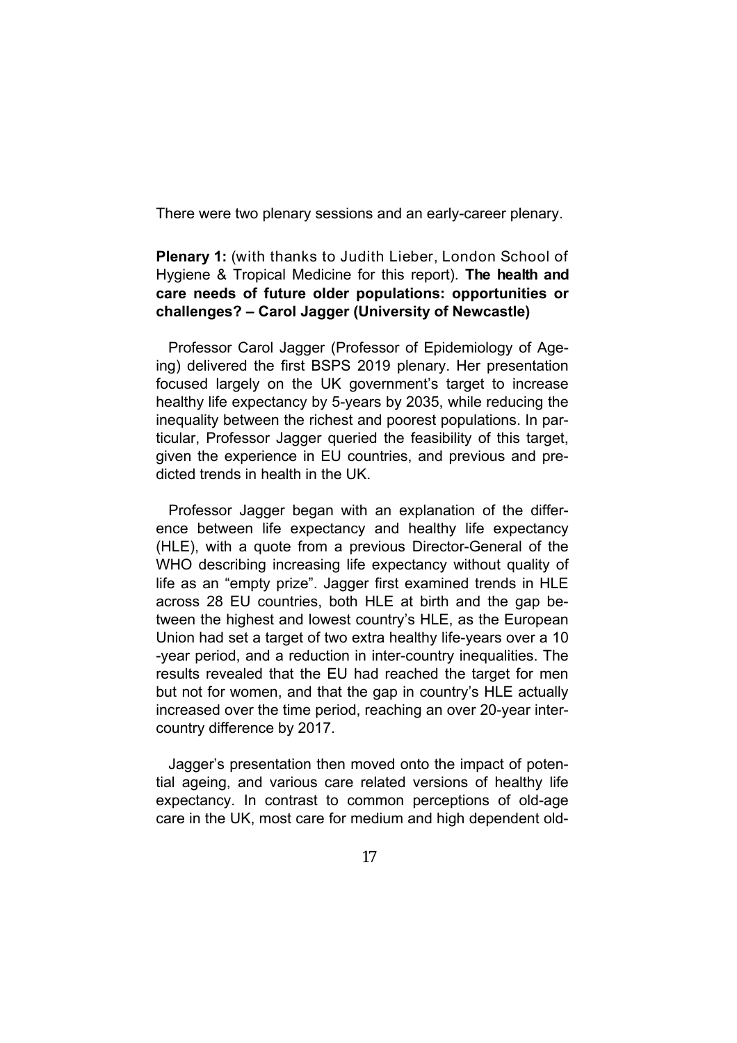There were two plenary sessions and an early-career plenary.

**Plenary 1:** (with thanks to Judith Lieber, London School of Hygiene & Tropical Medicine for this report). **The health and care needs of future older populations: opportunities or challenges? – Carol Jagger (University of Newcastle)**

Professor Carol Jagger (Professor of Epidemiology of Ageing) delivered the first BSPS 2019 plenary. Her presentation focused largely on the UK government's target to increase healthy life expectancy by 5-years by 2035, while reducing the inequality between the richest and poorest populations. In particular, Professor Jagger queried the feasibility of this target, given the experience in EU countries, and previous and predicted trends in health in the UK.

Professor Jagger began with an explanation of the difference between life expectancy and healthy life expectancy (HLE), with a quote from a previous Director-General of the WHO describing increasing life expectancy without quality of life as an "empty prize". Jagger first examined trends in HLE across 28 EU countries, both HLE at birth and the gap between the highest and lowest country's HLE, as the European Union had set a target of two extra healthy life-years over a 10-year period, and a reduction in inter-country inequalities. The results revealed that the EU had reached the target for men but not for women, and that the gap in country's HLE actually increased over the time period, reaching an over 20-year inter-country difference by 2017.

Jagger's presentation then moved onto the impact of potential ageing, and various care related versions of healthy life expectancy. In contrast to common perceptions of old-age care in the UK, most care for medium and high dependent old-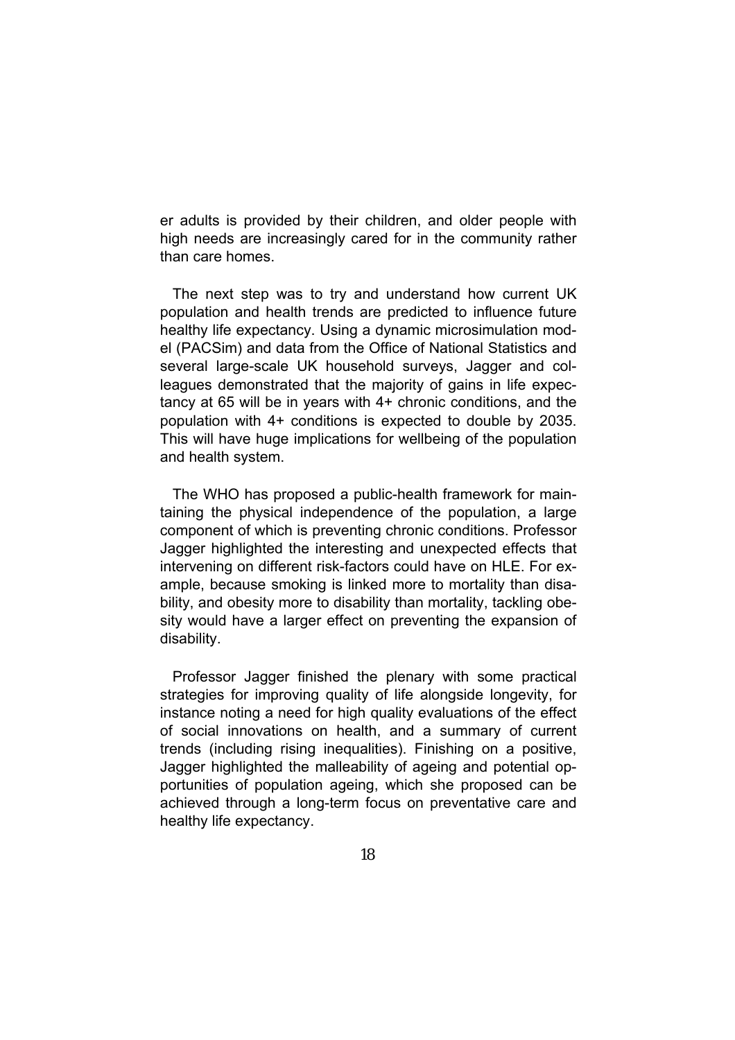er adults is provided by their children, and older people with high needs are increasingly cared for in the community rather than care homes.

The next step was to try and understand how current UK population and health trends are predicted to influence future healthy life expectancy. Using a dynamic microsimulation model (PACSim) and data from the Office of National Statistics and several large-scale UK household surveys, Jagger and colleagues demonstrated that the majority of gains in life expectancy at 65 will be in years with 4+ chronic conditions, and the population with 4+ conditions is expected to double by 2035. This will have huge implications for wellbeing of the population and health system.

The WHO has proposed a public-health framework for maintaining the physical independence of the population, a large component of which is preventing chronic conditions. Professor Jagger highlighted the interesting and unexpected effects that intervening on different risk-factors could have on HLE. For example, because smoking is linked more to mortality than disability, and obesity more to disability than mortality, tackling obesity would have a larger effect on preventing the expansion of disability.

Professor Jagger finished the plenary with some practical strategies for improving quality of life alongside longevity, for instance noting a need for high quality evaluations of the effect of social innovations on health, and a summary of current trends (including rising inequalities). Finishing on a positive, Jagger highlighted the malleability of ageing and potential opportunities of population ageing, which she proposed can be achieved through a long-term focus on preventative care and healthy life expectancy.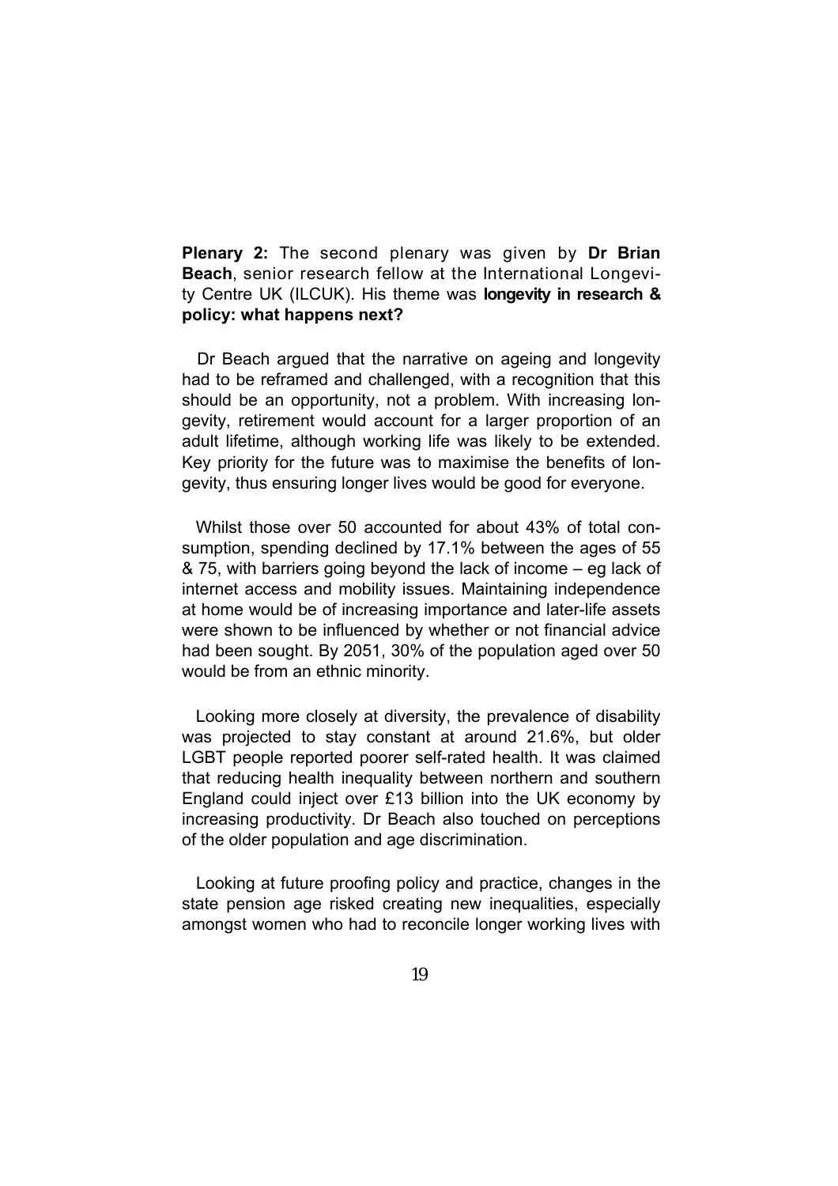**Plenary 2:** The second plenary was given by **Dr Brian Beach**, senior research fellow at the International Longevity Centre UK (ILCUK). His theme was **longevity in research & policy: what happens next?**

Dr Beach argued that the narrative on ageing and longevity had to be reframed and challenged, with a recognition that this should be an opportunity, not a problem. With increasing longevity, retirement would account for a larger proportion of an adult lifetime, although working life was likely to be extended. Key priority for the future was to maximise the benefits of longevity, thus ensuring longer lives would be good for everyone.

Whilst those over 50 accounted for about 43% of total consumption, spending declined by 17.1% between the ages of 55 & 75, with barriers going beyond the lack of income – eg lack of internet access and mobility issues. Maintaining independence at home would be of increasing importance and later-life assets were shown to be influenced by whether or not financial advice had been sought. By 2051, 30% of the population aged over 50 would be from an ethnic minority.

Looking more closely at diversity, the prevalence of disability was projected to stay constant at around 21.6%, but older LGBT people reported poorer self-rated health. It was claimed that reducing health inequality between northern and southern England could inject over £13 billion into the UK economy by increasing productivity. Dr Beach also touched on perceptions of the older population and age discrimination.

Looking at future proofing policy and practice, changes in the state pension age risked creating new inequalities, especially amongst women who had to reconcile longer working lives with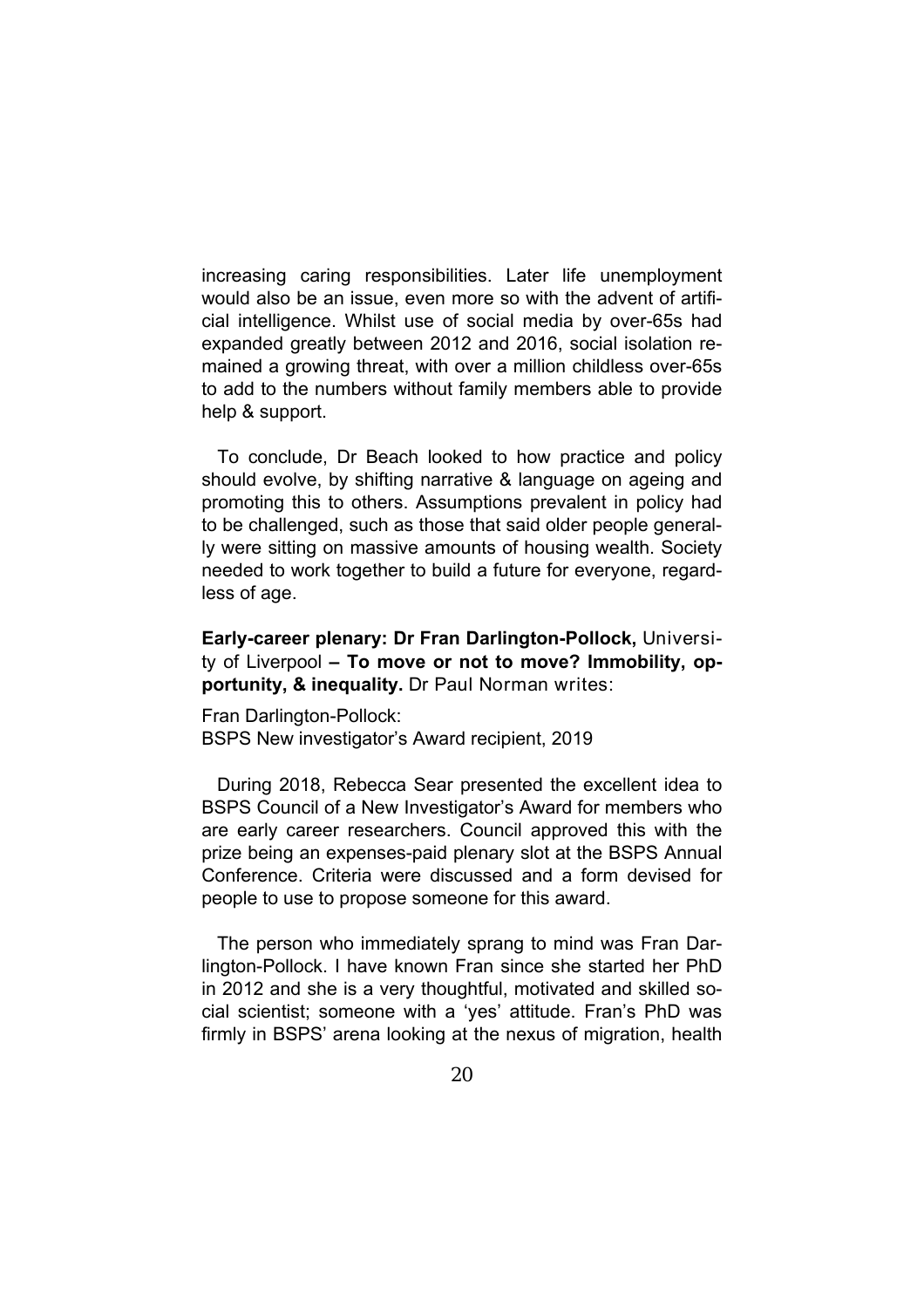increasing caring responsibilities. Later life unemployment would also be an issue, even more so with the advent of artificial intelligence. Whilst use of social media by over-65s had expanded greatly between 2012 and 2016, social isolation remained a growing threat, with over a million childless over-65s to add to the numbers without family members able to provide help & support.

To conclude, Dr Beach looked to how practice and policy should evolve, by shifting narrative & language on ageing and promoting this to others. Assumptions prevalent in policy had to be challenged, such as those that said older people generally were sitting on massive amounts of housing wealth. Society needed to work together to build a future for everyone, regardless of age.

**Early-career plenary: Dr Fran Darlington-Pollock,** University of Liverpool **– To move or not to move? Immobility, opportunity, & inequality.** Dr Paul Norman writes:

Fran Darlington-Pollock:
BSPS New investigator's Award recipient, 2019

During 2018, Rebecca Sear presented the excellent idea to BSPS Council of a New Investigator's Award for members who are early career researchers. Council approved this with the prize being an expenses-paid plenary slot at the BSPS Annual Conference. Criteria were discussed and a form devised for people to use to propose someone for this award.

The person who immediately sprang to mind was Fran Darlington-Pollock. I have known Fran since she started her PhD in 2012 and she is a very thoughtful, motivated and skilled social scientist; someone with a 'yes' attitude. Fran's PhD was firmly in BSPS' arena looking at the nexus of migration, health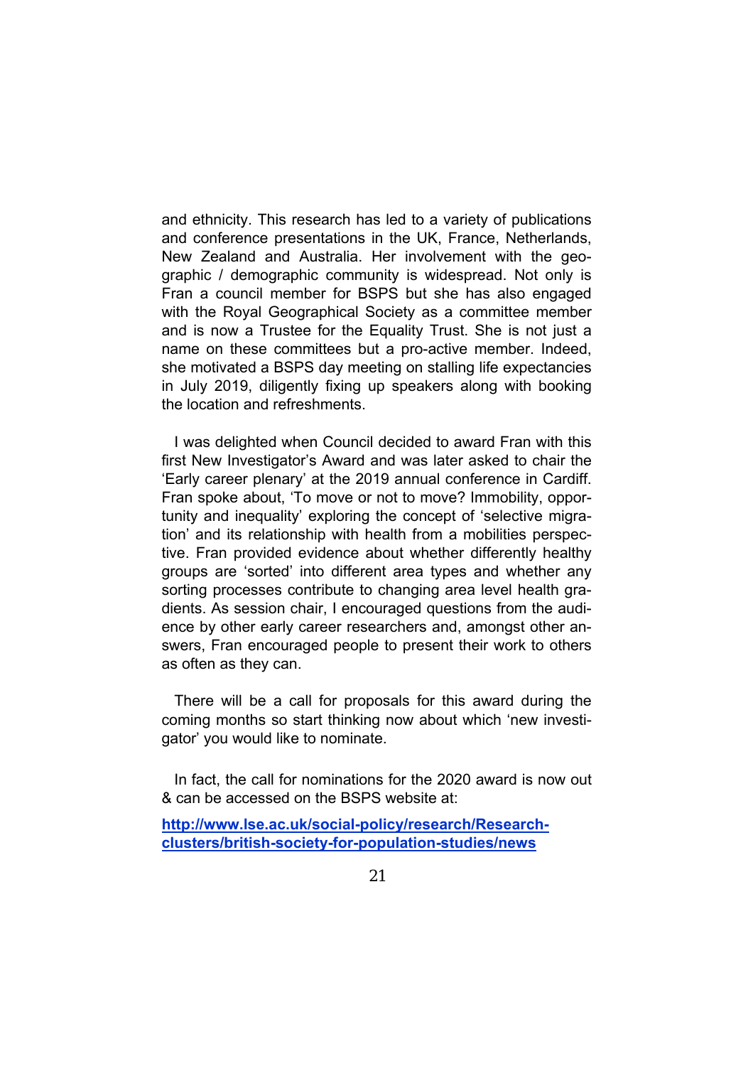and ethnicity. This research has led to a variety of publications and conference presentations in the UK, France, Netherlands, New Zealand and Australia. Her involvement with the geographic / demographic community is widespread. Not only is Fran a council member for BSPS but she has also engaged with the Royal Geographical Society as a committee member and is now a Trustee for the Equality Trust. She is not just a name on these committees but a pro-active member. Indeed, she motivated a BSPS day meeting on stalling life expectancies in July 2019, diligently fixing up speakers along with booking the location and refreshments.

I was delighted when Council decided to award Fran with this first New Investigator's Award and was later asked to chair the 'Early career plenary' at the 2019 annual conference in Cardiff. Fran spoke about, 'To move or not to move? Immobility, opportunity and inequality' exploring the concept of 'selective migration' and its relationship with health from a mobilities perspective. Fran provided evidence about whether differently healthy groups are 'sorted' into different area types and whether any sorting processes contribute to changing area level health gradients. As session chair, I encouraged questions from the audience by other early career researchers and, amongst other answers, Fran encouraged people to present their work to others as often as they can.

There will be a call for proposals for this award during the coming months so start thinking now about which 'new investigator' you would like to nominate.

In fact, the call for nominations for the 2020 award is now out & can be accessed on the BSPS website at:

**http://www.lse.ac.uk/social-policy/research/Research-clusters/british-society-for-population-studies/news**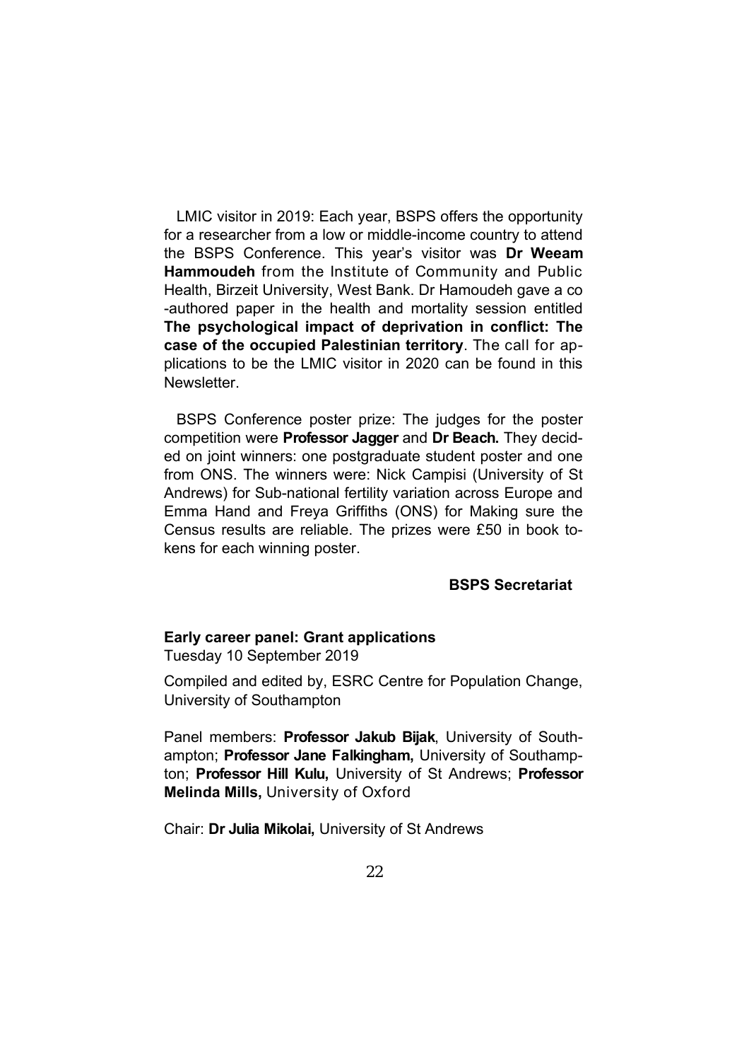LMIC visitor in 2019: Each year, BSPS offers the opportunity for a researcher from a low or middle-income country to attend the BSPS Conference. This year's visitor was **Dr Weeam Hammoudeh** from the Institute of Community and Public Health, Birzeit University, West Bank. Dr Hamoudeh gave a co-authored paper in the health and mortality session entitled **The psychological impact of deprivation in conflict: The case of the occupied Palestinian territory**. The call for applications to be the LMIC visitor in 2020 can be found in this Newsletter.

BSPS Conference poster prize: The judges for the poster competition were **Professor Jagger** and **Dr Beach.** They decided on joint winners: one postgraduate student poster and one from ONS. The winners were: Nick Campisi (University of St Andrews) for Sub-national fertility variation across Europe and Emma Hand and Freya Griffiths (ONS) for Making sure the Census results are reliable. The prizes were £50 in book tokens for each winning poster.

**BSPS Secretariat**

## Early career panel: Grant applications

Tuesday 10 September 2019

Compiled and edited by, ESRC Centre for Population Change, University of Southampton

Panel members: **Professor Jakub Bijak**, University of Southampton; **Professor Jane Falkingham,** University of Southampton; **Professor Hill Kulu,** University of St Andrews; **Professor Melinda Mills,** University of Oxford

Chair: **Dr Julia Mikolai,** University of St Andrews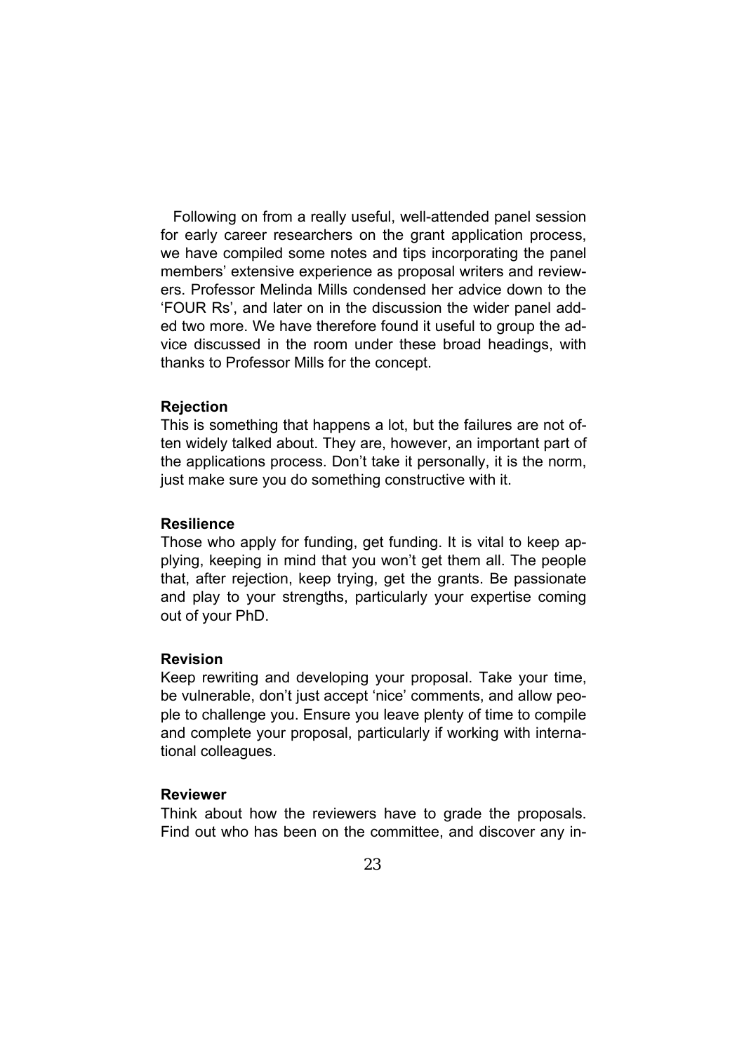Following on from a really useful, well-attended panel session for early career researchers on the grant application process, we have compiled some notes and tips incorporating the panel members' extensive experience as proposal writers and reviewers. Professor Melinda Mills condensed her advice down to the 'FOUR Rs', and later on in the discussion the wider panel added two more. We have therefore found it useful to group the advice discussed in the room under these broad headings, with thanks to Professor Mills for the concept.

**Rejection**

This is something that happens a lot, but the failures are not often widely talked about. They are, however, an important part of the applications process. Don't take it personally, it is the norm, just make sure you do something constructive with it.

**Resilience**

Those who apply for funding, get funding. It is vital to keep applying, keeping in mind that you won't get them all. The people that, after rejection, keep trying, get the grants. Be passionate and play to your strengths, particularly your expertise coming out of your PhD.

**Revision**

Keep rewriting and developing your proposal. Take your time, be vulnerable, don't just accept 'nice' comments, and allow people to challenge you. Ensure you leave plenty of time to compile and complete your proposal, particularly if working with international colleagues.

**Reviewer**

Think about how the reviewers have to grade the proposals. Find out who has been on the committee, and discover any in-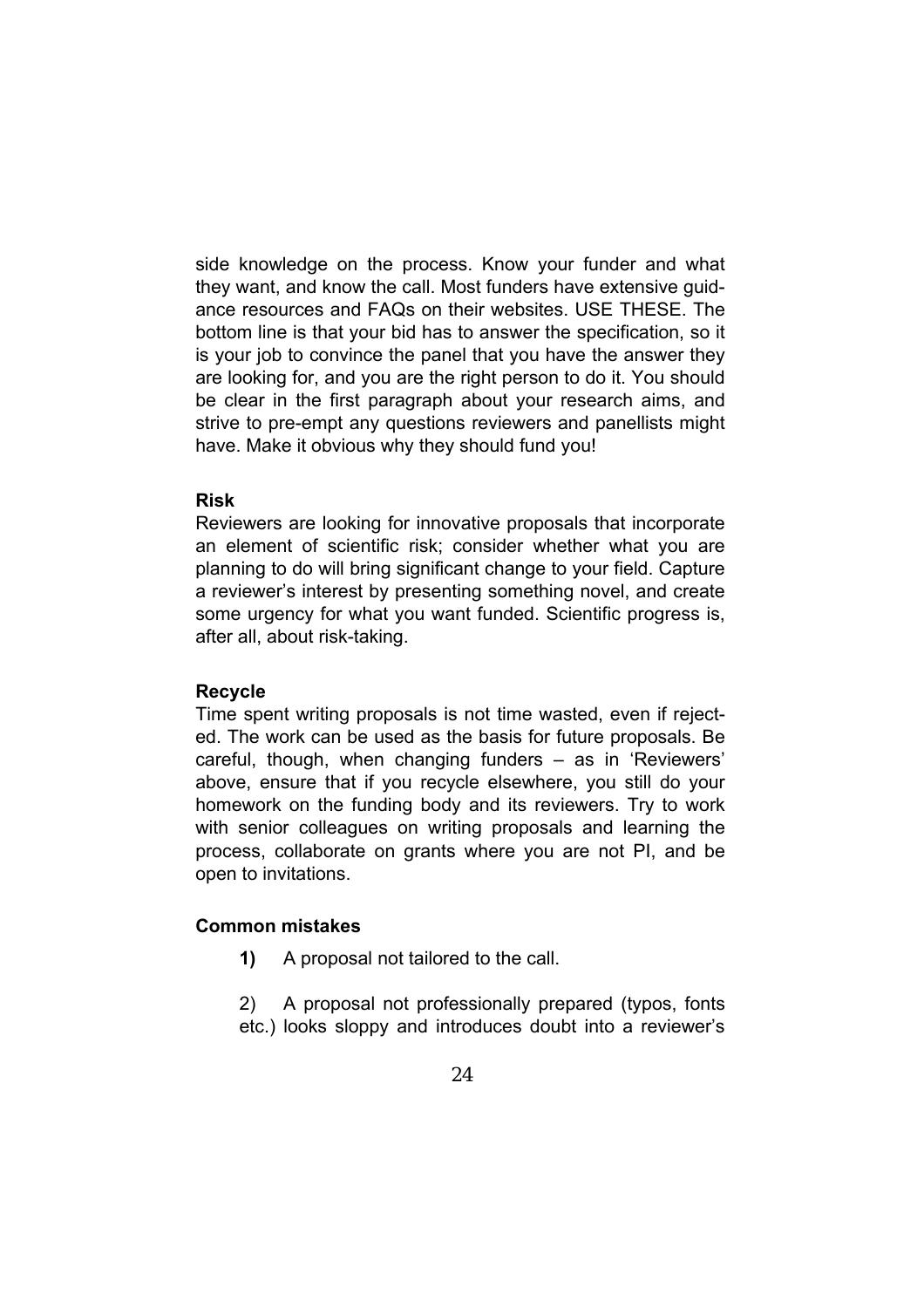side knowledge on the process. Know your funder and what they want, and know the call. Most funders have extensive guidance resources and FAQs on their websites. USE THESE. The bottom line is that your bid has to answer the specification, so it is your job to convince the panel that you have the answer they are looking for, and you are the right person to do it. You should be clear in the first paragraph about your research aims, and strive to pre-empt any questions reviewers and panellists might have. Make it obvious why they should fund you!

**Risk**

Reviewers are looking for innovative proposals that incorporate an element of scientific risk; consider whether what you are planning to do will bring significant change to your field. Capture a reviewer's interest by presenting something novel, and create some urgency for what you want funded. Scientific progress is, after all, about risk-taking.

**Recycle**

Time spent writing proposals is not time wasted, even if rejected. The work can be used as the basis for future proposals. Be careful, though, when changing funders – as in 'Reviewers' above, ensure that if you recycle elsewhere, you still do your homework on the funding body and its reviewers. Try to work with senior colleagues on writing proposals and learning the process, collaborate on grants where you are not PI, and be open to invitations.

**Common mistakes**

1) A proposal not tailored to the call.

2) A proposal not professionally prepared (typos, fonts etc.) looks sloppy and introduces doubt into a reviewer's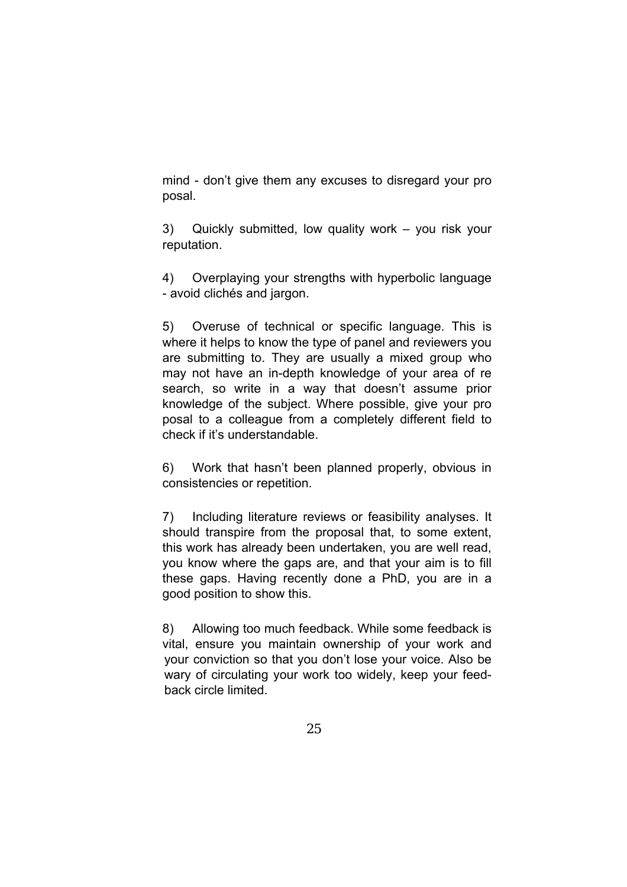mind - don’t give them any excuses to disregard your pro posal.

3) Quickly submitted, low quality work – you risk your reputation.

4) Overplaying your strengths with hyperbolic language - avoid clichés and jargon.

5) Overuse of technical or specific language. This is where it helps to know the type of panel and reviewers you are submitting to. They are usually a mixed group who may not have an in-depth knowledge of your area of re search, so write in a way that doesn’t assume prior knowledge of the subject. Where possible, give your pro posal to a colleague from a completely different field to check if it’s understandable.

6) Work that hasn’t been planned properly, obvious in consistencies or repetition.

7) Including literature reviews or feasibility analyses. It should transpire from the proposal that, to some extent, this work has already been undertaken, you are well read, you know where the gaps are, and that your aim is to fill these gaps. Having recently done a PhD, you are in a good position to show this.

8) Allowing too much feedback. While some feedback is vital, ensure you maintain ownership of your work and your conviction so that you don’t lose your voice. Also be wary of circulating your work too widely, keep your feed-back circle limited.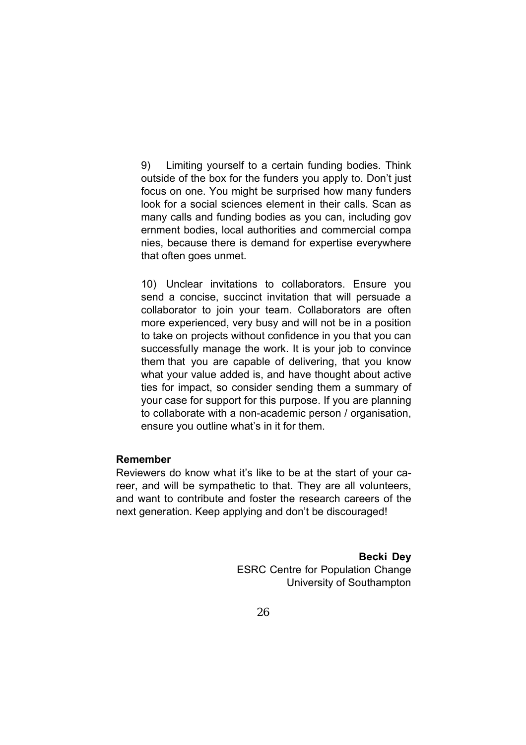9) Limiting yourself to a certain funding bodies. Think outside of the box for the funders you apply to. Don't just focus on one. You might be surprised how many funders look for a social sciences element in their calls. Scan as many calls and funding bodies as you can, including government bodies, local authorities and commercial companies, because there is demand for expertise everywhere that often goes unmet.

10) Unclear invitations to collaborators. Ensure you send a concise, succinct invitation that will persuade a collaborator to join your team. Collaborators are often more experienced, very busy and will not be in a position to take on projects without confidence in you that you can successfully manage the work. It is your job to convince them that you are capable of delivering, that you know what your value added is, and have thought about activeties for impact, so consider sending them a summary of your case for support for this purpose. If you are planning to collaborate with a non-academic person / organisation, ensure you outline what's in it for them.

**Remember**

Reviewers do know what it's like to be at the start of your career, and will be sympathetic to that. They are all volunteers, and want to contribute and foster the research careers of the next generation. Keep applying and don't be discouraged!

**Becki Dey**
ESRC Centre for Population Change
University of Southampton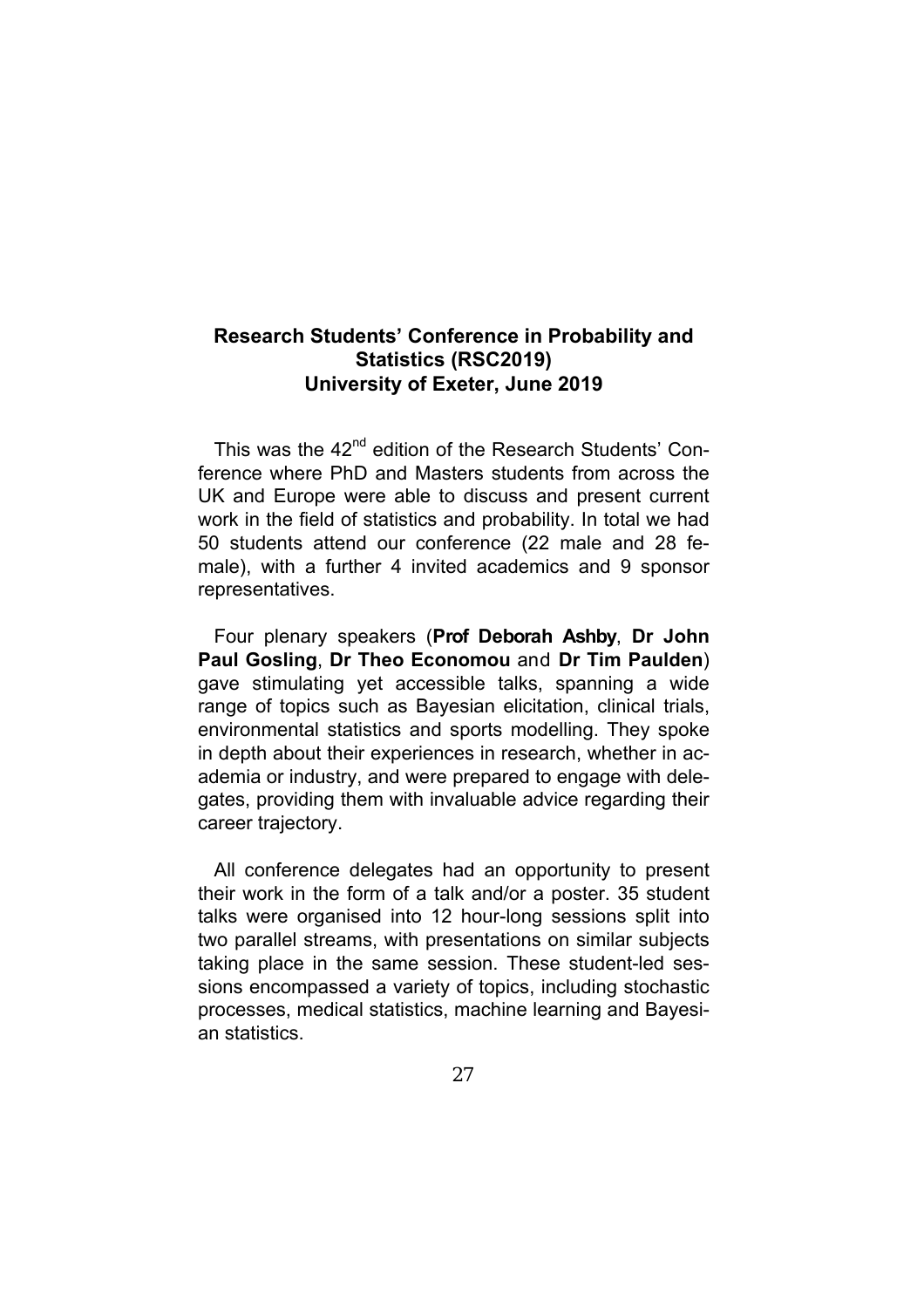## Research Students' Conference in Probability and Statistics (RSC2019)
## University of Exeter, June 2019

This was the 42nd edition of the Research Students' Conference where PhD and Masters students from across the UK and Europe were able to discuss and present current work in the field of statistics and probability. In total we had 50 students attend our conference (22 male and 28 female), with a further 4 invited academics and 9 sponsor representatives.

Four plenary speakers (**Prof Deborah Ashby**, **Dr John Paul Gosling**, **Dr Theo Economou** and **Dr Tim Paulden**) gave stimulating yet accessible talks, spanning a wide range of topics such as Bayesian elicitation, clinical trials, environmental statistics and sports modelling. They spoke in depth about their experiences in research, whether in academia or industry, and were prepared to engage with delegates, providing them with invaluable advice regarding their career trajectory.

All conference delegates had an opportunity to present their work in the form of a talk and/or a poster. 35 student talks were organised into 12 hour-long sessions split into two parallel streams, with presentations on similar subjects taking place in the same session. These student-led sessions encompassed a variety of topics, including stochastic processes, medical statistics, machine learning and Bayesian statistics.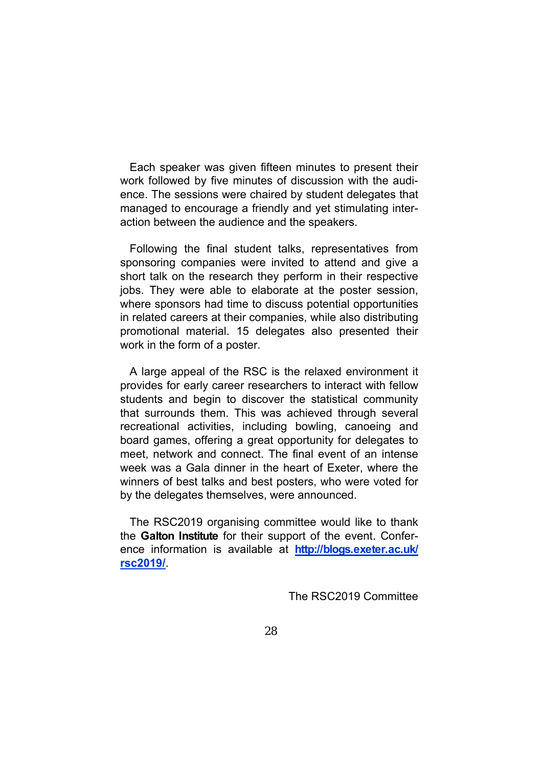Each speaker was given fifteen minutes to present their work followed by five minutes of discussion with the audience. The sessions were chaired by student delegates that managed to encourage a friendly and yet stimulating interaction between the audience and the speakers.

Following the final student talks, representatives from sponsoring companies were invited to attend and give a short talk on the research they perform in their respective jobs. They were able to elaborate at the poster session, where sponsors had time to discuss potential opportunities in related careers at their companies, while also distributing promotional material. 15 delegates also presented their work in the form of a poster.

A large appeal of the RSC is the relaxed environment it provides for early career researchers to interact with fellow students and begin to discover the statistical community that surrounds them. This was achieved through several recreational activities, including bowling, canoeing and board games, offering a great opportunity for delegates to meet, network and connect. The final event of an intense week was a Gala dinner in the heart of Exeter, where the winners of best talks and best posters, who were voted for by the delegates themselves, were announced.

The RSC2019 organising committee would like to thank the **Galton Institute** for their support of the event. Conference information is available at **[http://blogs.exeter.ac.uk/rsc2019/](http://blogs.exeter.ac.uk/rsc2019/)**.

The RSC2019 Committee